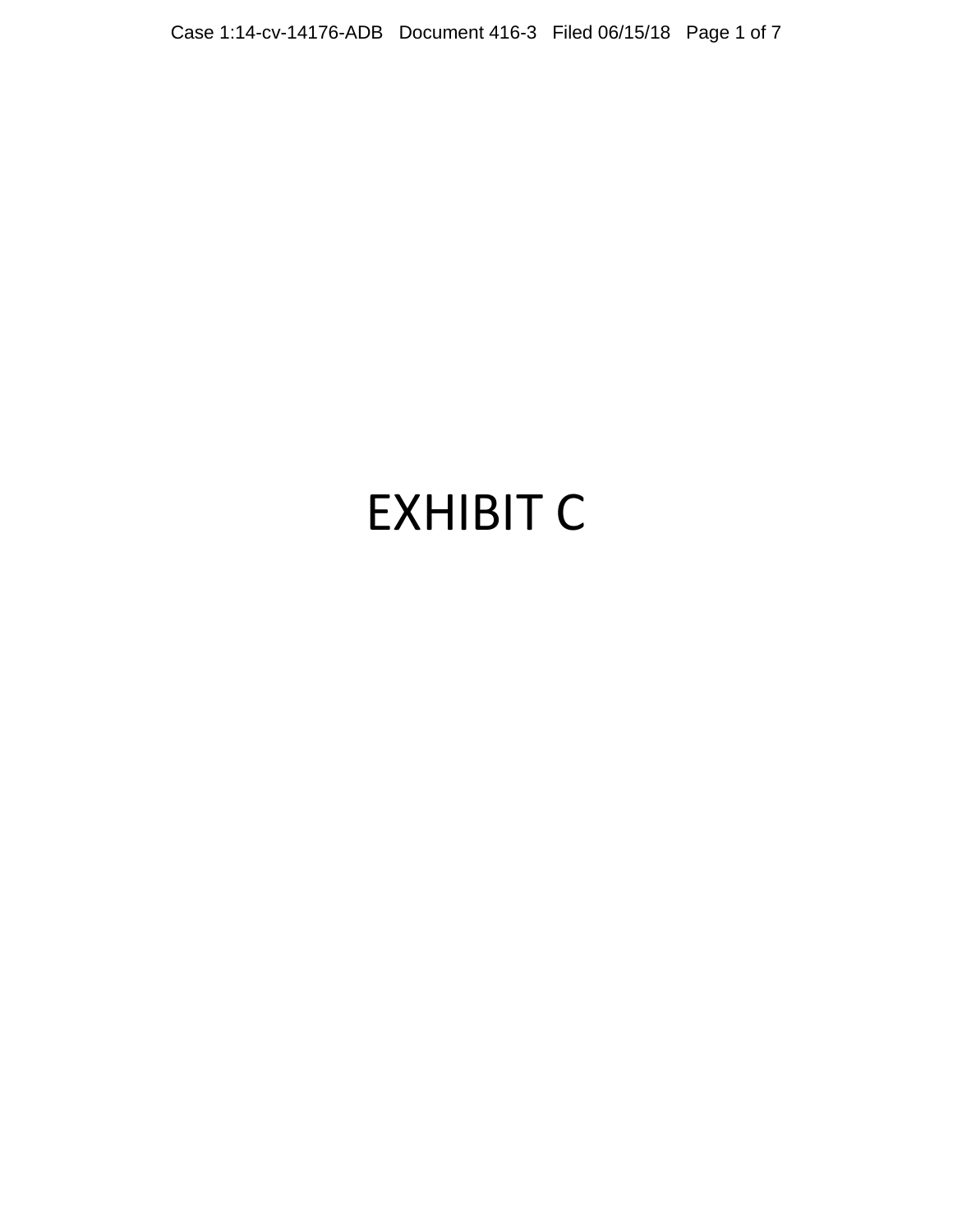# EXHIBIT C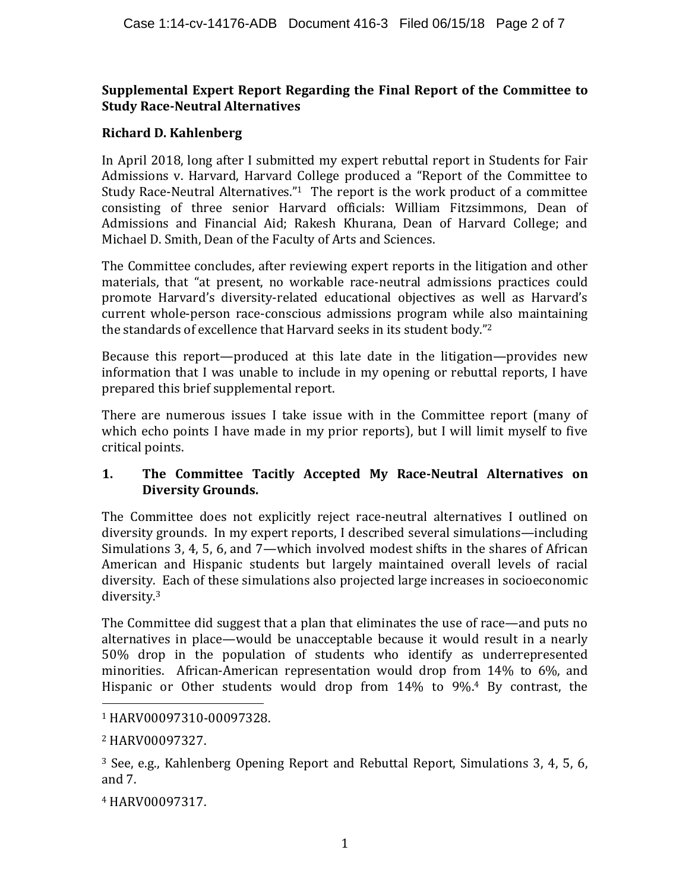**Supplemental Expert Report Regarding the Final Report of the Committee to Study Race-Neutral Alternatives**

**Richard D. Kahlenberg**

In April 2018, long after I submitted my expert rebuttal report in Students for Fair Admissions v. Harvard, Harvard College produced a "Report of the Committee to Study Race-Neutral Alternatives."[1] The report is the work product of a committee consisting of three senior Harvard officials: William Fitzsimmons, Dean of Admissions and Financial Aid; Rakesh Khurana, Dean of Harvard College; and Michael D. Smith, Dean of the Faculty of Arts and Sciences.

The Committee concludes, after reviewing expert reports in the litigation and other materials, that "at present, no workable race-neutral admissions practices could promote Harvard's diversity-related educational objectives as well as Harvard's current whole-person race-conscious admissions program while also maintaining the standards of excellence that Harvard seeks in its student body."[2]

Because this report—produced at this late date in the litigation—provides new information that I was unable to include in my opening or rebuttal reports, I have prepared this brief supplemental report.

There are numerous issues I take issue with in the Committee report (many of which echo points I have made in my prior reports), but I will limit myself to five critical points.

## 1. The Committee Tacitly Accepted My Race-Neutral Alternatives on Diversity Grounds.

The Committee does not explicitly reject race-neutral alternatives I outlined on diversity grounds. In my expert reports, I described several simulations—including Simulations 3, 4, 5, 6, and 7—which involved modest shifts in the shares of African American and Hispanic students but largely maintained overall levels of racial diversity. Each of these simulations also projected large increases in socioeconomic diversity.[3]

The Committee did suggest that a plan that eliminates the use of race—and puts no alternatives in place—would be unacceptable because it would result in a nearly 50% drop in the population of students who identify as underrepresented minorities. African-American representation would drop from 14% to 6%, and Hispanic or Other students would drop from 14% to 9%.[4] By contrast, the

---

[1] HARV00097310-00097328.

[2] HARV00097327.

[3] See, e.g., Kahlenberg Opening Report and Rebuttal Report, Simulations 3, 4, 5, 6, and 7.

[4] HARV00097317.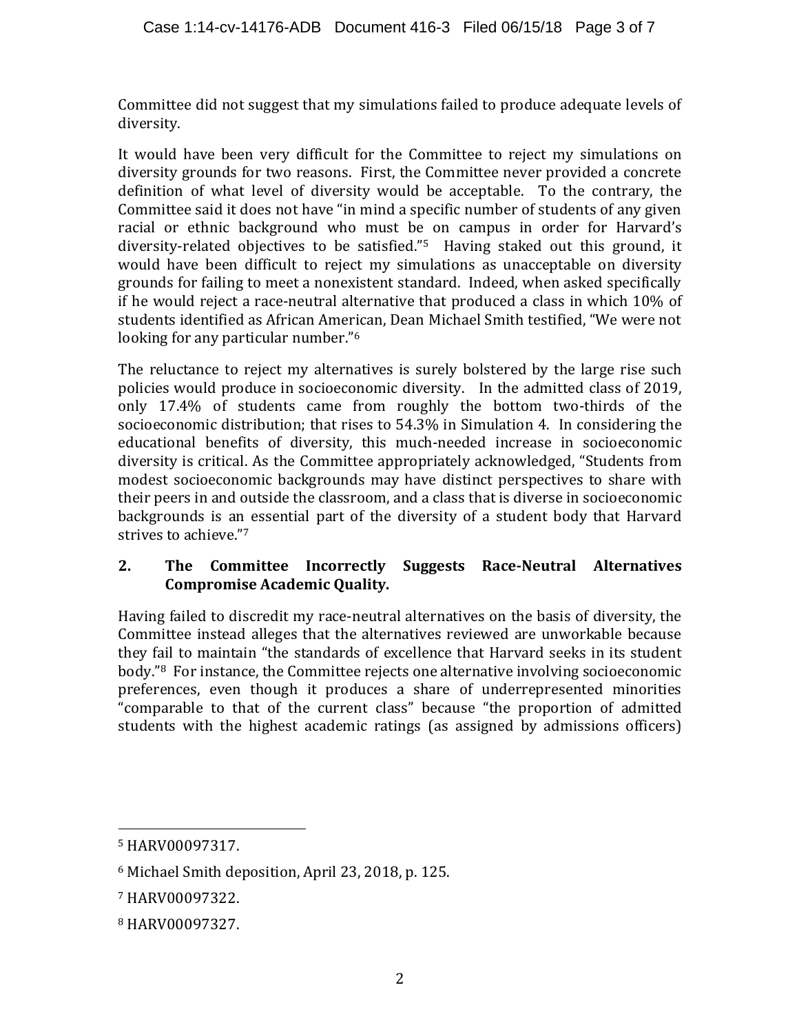Committee did not suggest that my simulations failed to produce adequate levels of diversity.

It would have been very difficult for the Committee to reject my simulations on diversity grounds for two reasons. First, the Committee never provided a concrete definition of what level of diversity would be acceptable. To the contrary, the Committee said it does not have "in mind a specific number of students of any given racial or ethnic background who must be on campus in order for Harvard's diversity-related objectives to be satisfied."[5] Having staked out this ground, it would have been difficult to reject my simulations as unacceptable on diversity grounds for failing to meet a nonexistent standard. Indeed, when asked specifically if he would reject a race-neutral alternative that produced a class in which 10% of students identified as African American, Dean Michael Smith testified, "We were not looking for any particular number."[6]

The reluctance to reject my alternatives is surely bolstered by the large rise such policies would produce in socioeconomic diversity. In the admitted class of 2019, only 17.4% of students came from roughly the bottom two-thirds of the socioeconomic distribution; that rises to 54.3% in Simulation 4. In considering the educational benefits of diversity, this much-needed increase in socioeconomic diversity is critical. As the Committee appropriately acknowledged, "Students from modest socioeconomic backgrounds may have distinct perspectives to share with their peers in and outside the classroom, and a class that is diverse in socioeconomic backgrounds is an essential part of the diversity of a student body that Harvard strives to achieve."[7]

## 2. The Committee Incorrectly Suggests Race-Neutral Alternatives Compromise Academic Quality.

Having failed to discredit my race-neutral alternatives on the basis of diversity, the Committee instead alleges that the alternatives reviewed are unworkable because they fail to maintain "the standards of excellence that Harvard seeks in its student body."[8] For instance, the Committee rejects one alternative involving socioeconomic preferences, even though it produces a share of underrepresented minorities "comparable to that of the current class" because "the proportion of admitted students with the highest academic ratings (as assigned by admissions officers)

---

[5] HARV00097317.

[6] Michael Smith deposition, April 23, 2018, p. 125.

[7] HARV00097322.

[8] HARV00097327.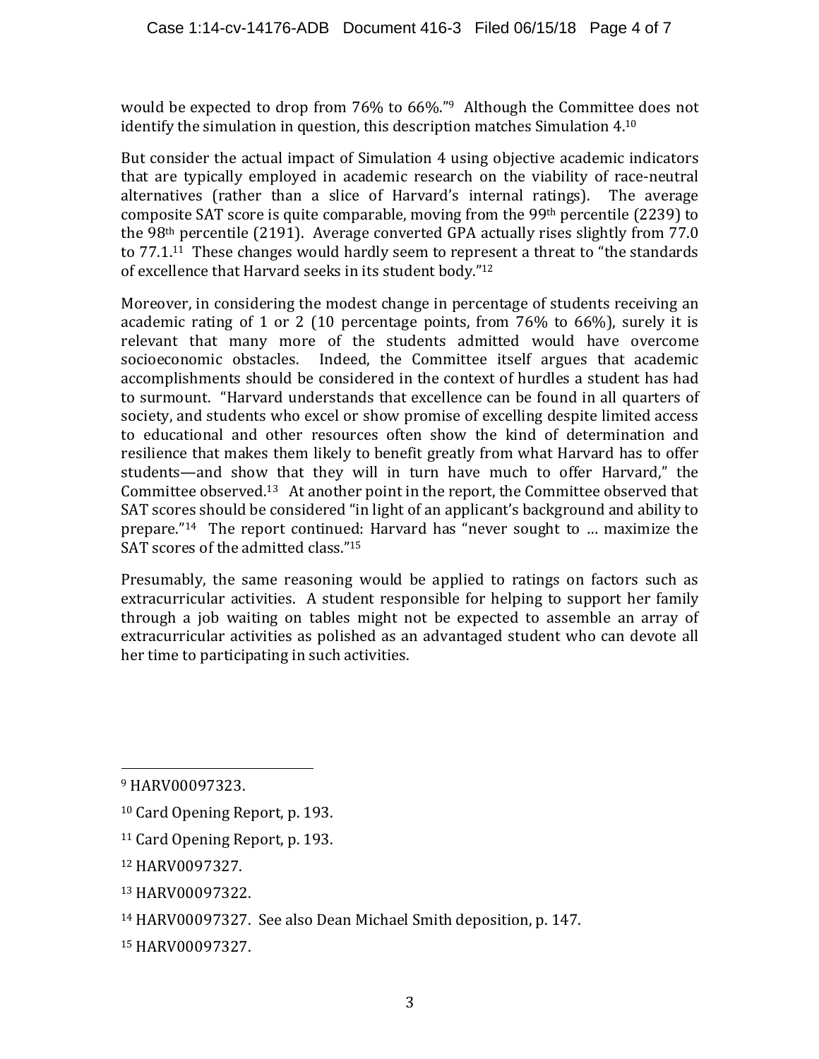would be expected to drop from 76% to 66%."[9] Although the Committee does not identify the simulation in question, this description matches Simulation 4.[10]

But consider the actual impact of Simulation 4 using objective academic indicators that are typically employed in academic research on the viability of race-neutral alternatives (rather than a slice of Harvard's internal ratings). The average composite SAT score is quite comparable, moving from the 99th percentile (2239) to the 98th percentile (2191). Average converted GPA actually rises slightly from 77.0 to 77.1.[11] These changes would hardly seem to represent a threat to "the standards of excellence that Harvard seeks in its student body."[12]

Moreover, in considering the modest change in percentage of students receiving an academic rating of 1 or 2 (10 percentage points, from 76% to 66%), surely it is relevant that many more of the students admitted would have overcome socioeconomic obstacles. Indeed, the Committee itself argues that academic accomplishments should be considered in the context of hurdles a student has had to surmount. "Harvard understands that excellence can be found in all quarters of society, and students who excel or show promise of excelling despite limited access to educational and other resources often show the kind of determination and resilience that makes them likely to benefit greatly from what Harvard has to offer students—and show that they will in turn have much to offer Harvard," the Committee observed.[13] At another point in the report, the Committee observed that SAT scores should be considered "in light of an applicant's background and ability to prepare."[14] The report continued: Harvard has "never sought to … maximize the SAT scores of the admitted class."[15]

Presumably, the same reasoning would be applied to ratings on factors such as extracurricular activities. A student responsible for helping to support her family through a job waiting on tables might not be expected to assemble an array of extracurricular activities as polished as an advantaged student who can devote all her time to participating in such activities.

---

[9] HARV00097323.

[10] Card Opening Report, p. 193.

[11] Card Opening Report, p. 193.

[12] HARV0097327.

[13] HARV00097322.

[14] HARV00097327. See also Dean Michael Smith deposition, p. 147.

[15] HARV00097327.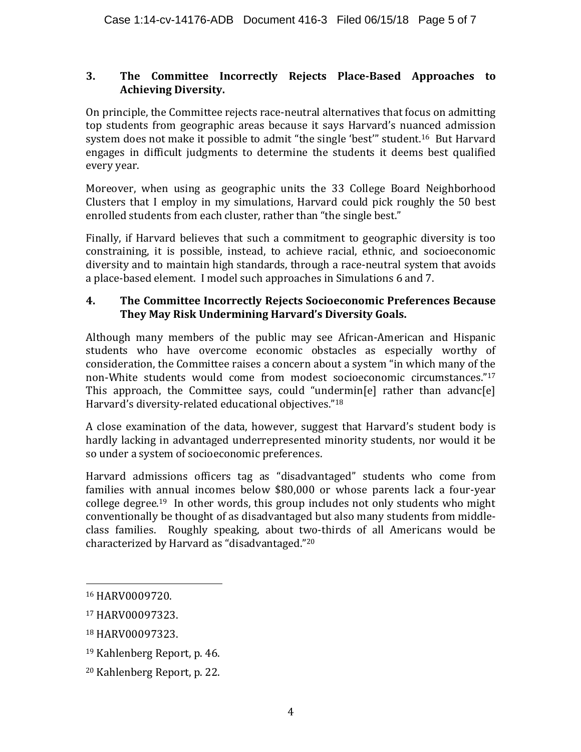### 3. The Committee Incorrectly Rejects Place-Based Approaches to Achieving Diversity.

On principle, the Committee rejects race-neutral alternatives that focus on admitting top students from geographic areas because it says Harvard's nuanced admission system does not make it possible to admit "the single 'best'" student.[16] But Harvard engages in difficult judgments to determine the students it deems best qualified every year.

Moreover, when using as geographic units the 33 College Board Neighborhood Clusters that I employ in my simulations, Harvard could pick roughly the 50 best enrolled students from each cluster, rather than "the single best."

Finally, if Harvard believes that such a commitment to geographic diversity is too constraining, it is possible, instead, to achieve racial, ethnic, and socioeconomic diversity and to maintain high standards, through a race-neutral system that avoids a place-based element. I model such approaches in Simulations 6 and 7.

### 4. The Committee Incorrectly Rejects Socioeconomic Preferences Because They May Risk Undermining Harvard's Diversity Goals.

Although many members of the public may see African-American and Hispanic students who have overcome economic obstacles as especially worthy of consideration, the Committee raises a concern about a system "in which many of the non-White students would come from modest socioeconomic circumstances."[17] This approach, the Committee says, could "undermin[e] rather than advanc[e] Harvard's diversity-related educational objectives."[18]

A close examination of the data, however, suggest that Harvard's student body is hardly lacking in advantaged underrepresented minority students, nor would it be so under a system of socioeconomic preferences.

Harvard admissions officers tag as "disadvantaged" students who come from families with annual incomes below $80,000 or whose parents lack a four-year college degree.[19] In other words, this group includes not only students who might conventionally be thought of as disadvantaged but also many students from middle-class families. Roughly speaking, about two-thirds of all Americans would be characterized by Harvard as "disadvantaged."[20]

---

[16] HARV0009720.

[17] HARV00097323.

[18] HARV00097323.

[19] Kahlenberg Report, p. 46.

[20] Kahlenberg Report, p. 22.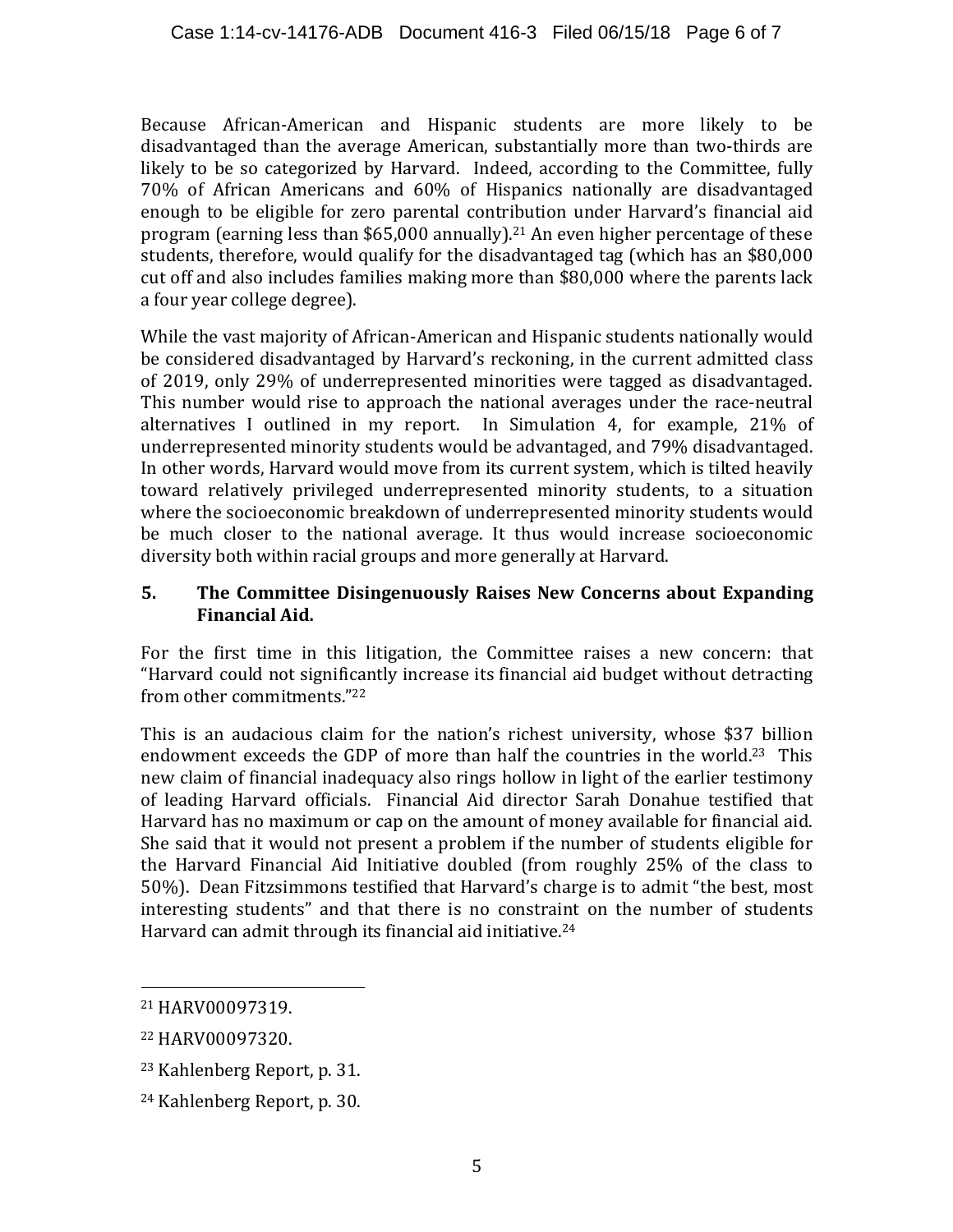Because African-American and Hispanic students are more likely to be disadvantaged than the average American, substantially more than two-thirds are likely to be so categorized by Harvard. Indeed, according to the Committee, fully 70% of African Americans and 60% of Hispanics nationally are disadvantaged enough to be eligible for zero parental contribution under Harvard's financial aid program (earning less than $65,000 annually).[21] An even higher percentage of these students, therefore, would qualify for the disadvantaged tag (which has an $80,000 cut off and also includes families making more than $80,000 where the parents lack a four year college degree).

While the vast majority of African-American and Hispanic students nationally would be considered disadvantaged by Harvard's reckoning, in the current admitted class of 2019, only 29% of underrepresented minorities were tagged as disadvantaged. This number would rise to approach the national averages under the race-neutral alternatives I outlined in my report. In Simulation 4, for example, 21% of underrepresented minority students would be advantaged, and 79% disadvantaged. In other words, Harvard would move from its current system, which is tilted heavily toward relatively privileged underrepresented minority students, to a situation where the socioeconomic breakdown of underrepresented minority students would be much closer to the national average. It thus would increase socioeconomic diversity both within racial groups and more generally at Harvard.

### 5. The Committee Disingenuously Raises New Concerns about Expanding Financial Aid.

For the first time in this litigation, the Committee raises a new concern: that "Harvard could not significantly increase its financial aid budget without detracting from other commitments."[22]

This is an audacious claim for the nation's richest university, whose $37 billion endowment exceeds the GDP of more than half the countries in the world.[23] This new claim of financial inadequacy also rings hollow in light of the earlier testimony of leading Harvard officials. Financial Aid director Sarah Donahue testified that Harvard has no maximum or cap on the amount of money available for financial aid. She said that it would not present a problem if the number of students eligible for the Harvard Financial Aid Initiative doubled (from roughly 25% of the class to 50%). Dean Fitzsimmons testified that Harvard's charge is to admit "the best, most interesting students" and that there is no constraint on the number of students Harvard can admit through its financial aid initiative.[24]

---

[21] HARV00097319.

[22] HARV00097320.

[23] Kahlenberg Report, p. 31.

[24] Kahlenberg Report, p. 30.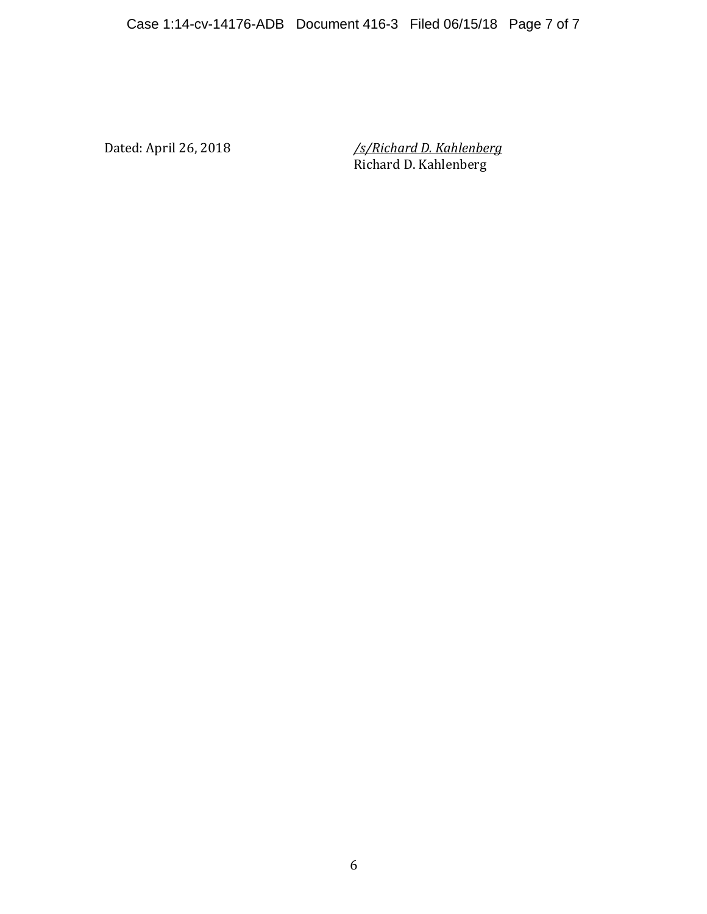Dated: April 26, 2018

*/s/Richard D. Kahlenberg*
Richard D. Kahlenberg